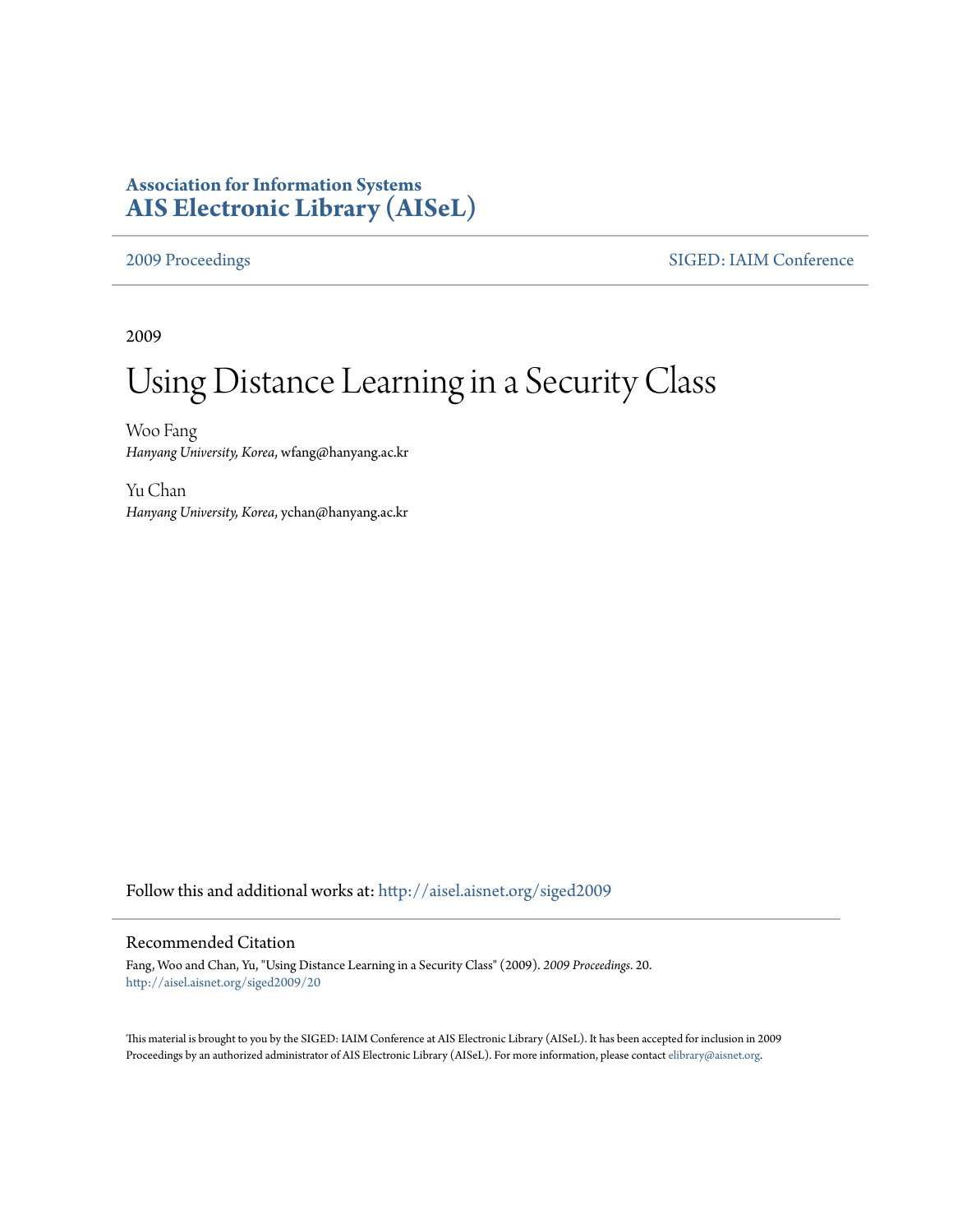**Association for Information Systems**
**AIS Electronic Library (AISeL)**

2009 Proceedings | SIGED: IAIM Conference
---|---

2009

# Using Distance Learning in a Security Class

Woo Fang
*Hanyang University, Korea*, wfang@hanyang.ac.kr

Yu Chan
*Hanyang University, Korea*, ychan@hanyang.ac.kr

Follow this and additional works at: http://aisel.aisnet.org/siged2009

## Recommended Citation

Fang, Woo and Chan, Yu, "Using Distance Learning in a Security Class" (2009). *2009 Proceedings*. 20.
http://aisel.aisnet.org/siged2009/20

This material is brought to you by the SIGED: IAIM Conference at AIS Electronic Library (AISeL). It has been accepted for inclusion in 2009 Proceedings by an authorized administrator of AIS Electronic Library (AISeL). For more information, please contact elibrary@aisnet.org.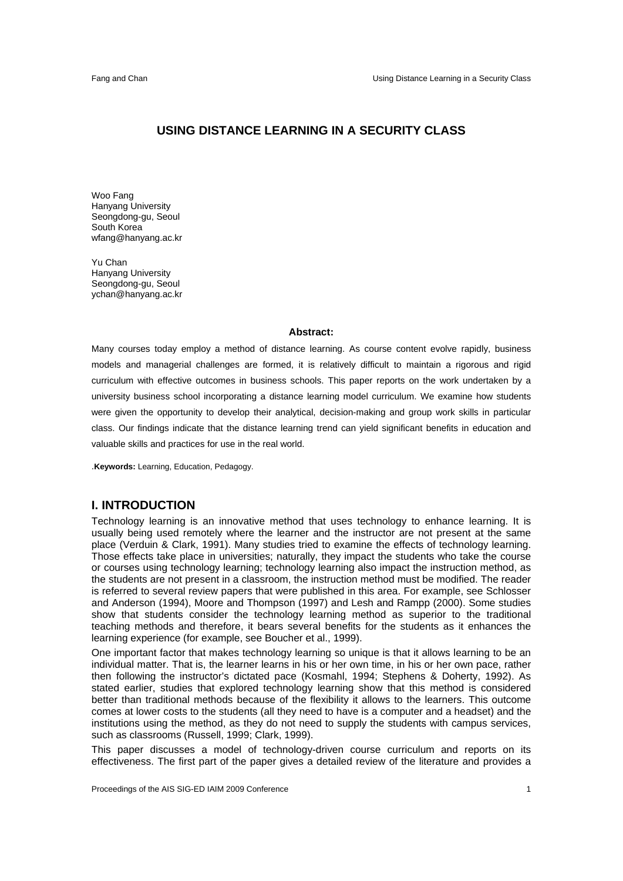# USING DISTANCE LEARNING IN A SECURITY CLASS

Woo Fang
Hanyang University
Seongdong-gu, Seoul
South Korea
wfang@hanyang.ac.kr

Yu Chan
Hanyang University
Seongdong-gu, Seoul
ychan@hanyang.ac.kr

**Abstract:**

Many courses today employ a method of distance learning. As course content evolve rapidly, business models and managerial challenges are formed, it is relatively difficult to maintain a rigorous and rigid curriculum with effective outcomes in business schools. This paper reports on the work undertaken by a university business school incorporating a distance learning model curriculum. We examine how students were given the opportunity to develop their analytical, decision-making and group work skills in particular class. Our findings indicate that the distance learning trend can yield significant benefits in education and valuable skills and practices for use in the real world.

.**Keywords:** Learning, Education, Pedagogy.

## I. INTRODUCTION

Technology learning is an innovative method that uses technology to enhance learning. It is usually being used remotely where the learner and the instructor are not present at the same place (Verduin & Clark, 1991). Many studies tried to examine the effects of technology learning. Those effects take place in universities; naturally, they impact the students who take the course or courses using technology learning; technology learning also impact the instruction method, as the students are not present in a classroom, the instruction method must be modified. The reader is referred to several review papers that were published in this area. For example, see Schlosser and Anderson (1994), Moore and Thompson (1997) and Lesh and Rampp (2000). Some studies show that students consider the technology learning method as superior to the traditional teaching methods and therefore, it bears several benefits for the students as it enhances the learning experience (for example, see Boucher et al., 1999).

One important factor that makes technology learning so unique is that it allows learning to be an individual matter. That is, the learner learns in his or her own time, in his or her own pace, rather then following the instructor's dictated pace (Kosmahl, 1994; Stephens & Doherty, 1992). As stated earlier, studies that explored technology learning show that this method is considered better than traditional methods because of the flexibility it allows to the learners. This outcome comes at lower costs to the students (all they need to have is a computer and a headset) and the institutions using the method, as they do not need to supply the students with campus services, such as classrooms (Russell, 1999; Clark, 1999).

This paper discusses a model of technology-driven course curriculum and reports on its effectiveness. The first part of the paper gives a detailed review of the literature and provides a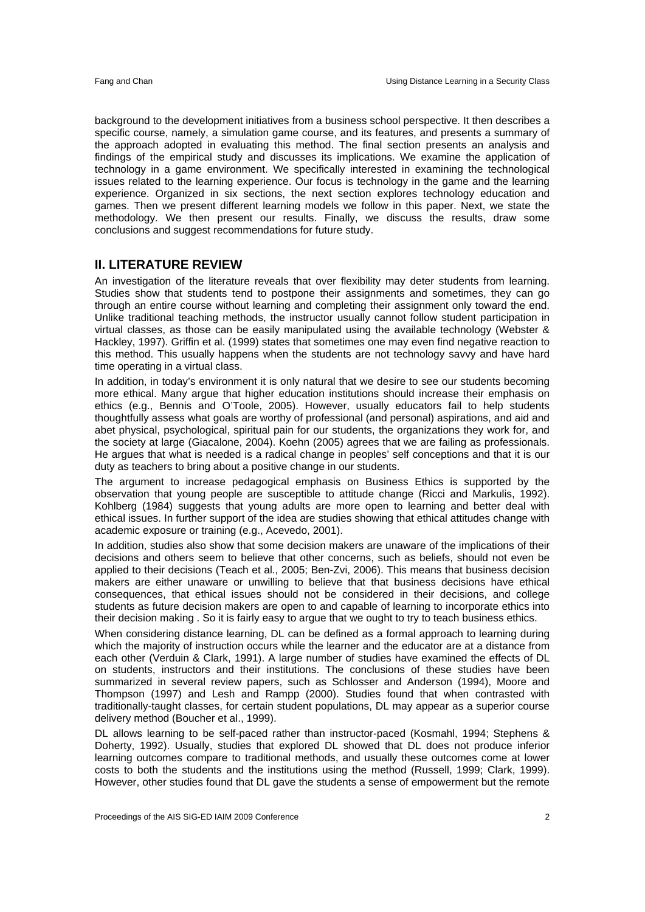background to the development initiatives from a business school perspective. It then describes a specific course, namely, a simulation game course, and its features, and presents a summary of the approach adopted in evaluating this method. The final section presents an analysis and findings of the empirical study and discusses its implications. We examine the application of technology in a game environment. We specifically interested in examining the technological issues related to the learning experience. Our focus is technology in the game and the learning experience. Organized in six sections, the next section explores technology education and games. Then we present different learning models we follow in this paper. Next, we state the methodology. We then present our results. Finally, we discuss the results, draw some conclusions and suggest recommendations for future study.

## II. LITERATURE REVIEW

An investigation of the literature reveals that over flexibility may deter students from learning. Studies show that students tend to postpone their assignments and sometimes, they can go through an entire course without learning and completing their assignment only toward the end. Unlike traditional teaching methods, the instructor usually cannot follow student participation in virtual classes, as those can be easily manipulated using the available technology (Webster & Hackley, 1997). Griffin et al. (1999) states that sometimes one may even find negative reaction to this method. This usually happens when the students are not technology savvy and have hard time operating in a virtual class.

In addition, in today's environment it is only natural that we desire to see our students becoming more ethical. Many argue that higher education institutions should increase their emphasis on ethics (e.g., Bennis and O'Toole, 2005). However, usually educators fail to help students thoughtfully assess what goals are worthy of professional (and personal) aspirations, and aid and abet physical, psychological, spiritual pain for our students, the organizations they work for, and the society at large (Giacalone, 2004). Koehn (2005) agrees that we are failing as professionals. He argues that what is needed is a radical change in peoples' self conceptions and that it is our duty as teachers to bring about a positive change in our students.

The argument to increase pedagogical emphasis on Business Ethics is supported by the observation that young people are susceptible to attitude change (Ricci and Markulis, 1992). Kohlberg (1984) suggests that young adults are more open to learning and better deal with ethical issues. In further support of the idea are studies showing that ethical attitudes change with academic exposure or training (e.g., Acevedo, 2001).

In addition, studies also show that some decision makers are unaware of the implications of their decisions and others seem to believe that other concerns, such as beliefs, should not even be applied to their decisions (Teach et al., 2005; Ben-Zvi, 2006). This means that business decision makers are either unaware or unwilling to believe that that business decisions have ethical consequences, that ethical issues should not be considered in their decisions, and college students as future decision makers are open to and capable of learning to incorporate ethics into their decision making . So it is fairly easy to argue that we ought to try to teach business ethics.

When considering distance learning, DL can be defined as a formal approach to learning during which the majority of instruction occurs while the learner and the educator are at a distance from each other (Verduin & Clark, 1991). A large number of studies have examined the effects of DL on students, instructors and their institutions. The conclusions of these studies have been summarized in several review papers, such as Schlosser and Anderson (1994), Moore and Thompson (1997) and Lesh and Rampp (2000). Studies found that when contrasted with traditionally-taught classes, for certain student populations, DL may appear as a superior course delivery method (Boucher et al., 1999).

DL allows learning to be self-paced rather than instructor-paced (Kosmahl, 1994; Stephens & Doherty, 1992). Usually, studies that explored DL showed that DL does not produce inferior learning outcomes compare to traditional methods, and usually these outcomes come at lower costs to both the students and the institutions using the method (Russell, 1999; Clark, 1999). However, other studies found that DL gave the students a sense of empowerment but the remote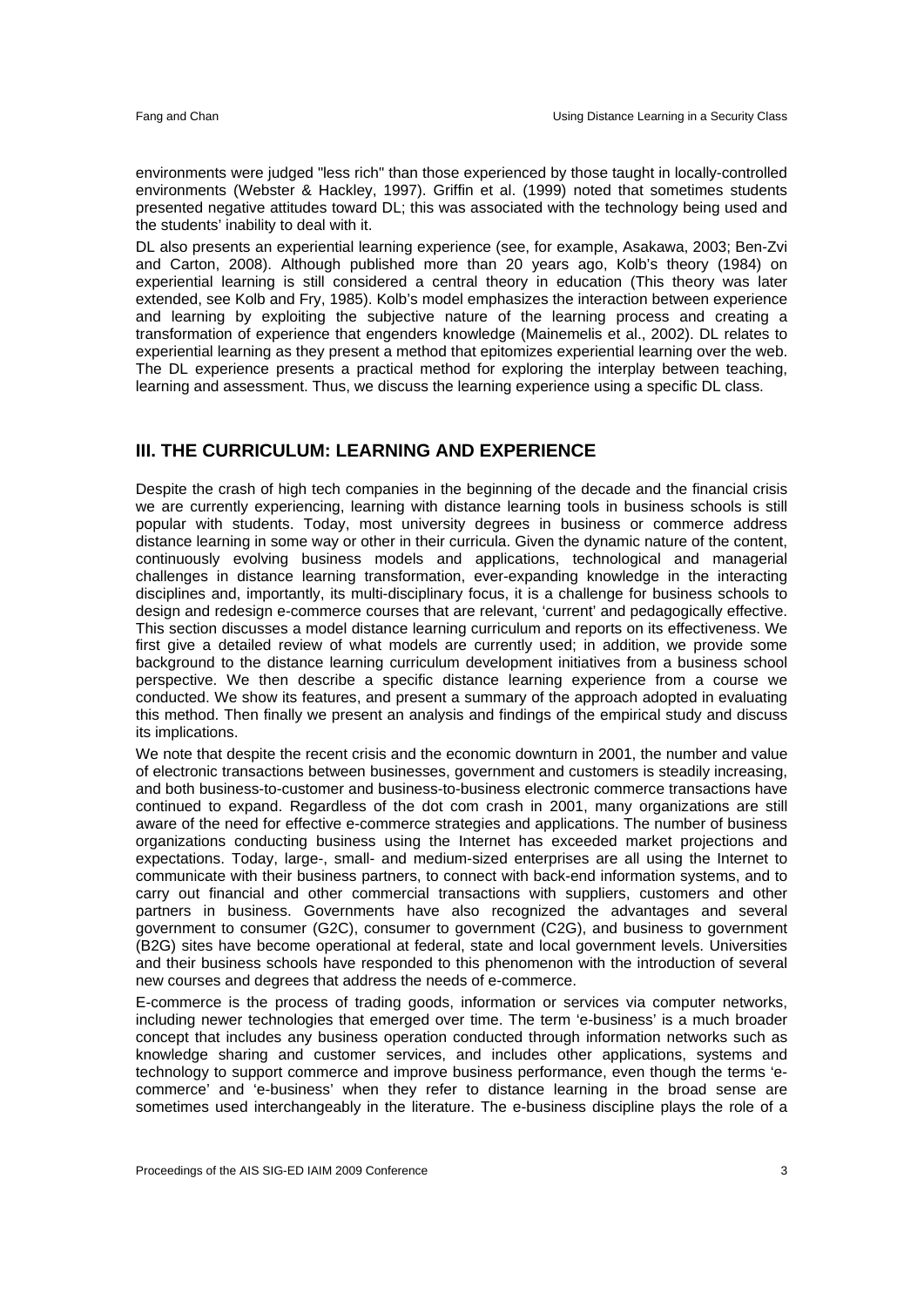environments were judged "less rich" than those experienced by those taught in locally-controlled environments (Webster & Hackley, 1997). Griffin et al. (1999) noted that sometimes students presented negative attitudes toward DL; this was associated with the technology being used and the students' inability to deal with it.

DL also presents an experiential learning experience (see, for example, Asakawa, 2003; Ben-Zvi and Carton, 2008). Although published more than 20 years ago, Kolb's theory (1984) on experiential learning is still considered a central theory in education (This theory was later extended, see Kolb and Fry, 1985). Kolb's model emphasizes the interaction between experience and learning by exploiting the subjective nature of the learning process and creating a transformation of experience that engenders knowledge (Mainemelis et al., 2002). DL relates to experiential learning as they present a method that epitomizes experiential learning over the web. The DL experience presents a practical method for exploring the interplay between teaching, learning and assessment. Thus, we discuss the learning experience using a specific DL class.

## III. THE CURRICULUM: LEARNING AND EXPERIENCE

Despite the crash of high tech companies in the beginning of the decade and the financial crisis we are currently experiencing, learning with distance learning tools in business schools is still popular with students. Today, most university degrees in business or commerce address distance learning in some way or other in their curricula. Given the dynamic nature of the content, continuously evolving business models and applications, technological and managerial challenges in distance learning transformation, ever-expanding knowledge in the interacting disciplines and, importantly, its multi-disciplinary focus, it is a challenge for business schools to design and redesign e-commerce courses that are relevant, 'current' and pedagogically effective. This section discusses a model distance learning curriculum and reports on its effectiveness. We first give a detailed review of what models are currently used; in addition, we provide some background to the distance learning curriculum development initiatives from a business school perspective. We then describe a specific distance learning experience from a course we conducted. We show its features, and present a summary of the approach adopted in evaluating this method. Then finally we present an analysis and findings of the empirical study and discuss its implications.

We note that despite the recent crisis and the economic downturn in 2001, the number and value of electronic transactions between businesses, government and customers is steadily increasing, and both business-to-customer and business-to-business electronic commerce transactions have continued to expand. Regardless of the dot com crash in 2001, many organizations are still aware of the need for effective e-commerce strategies and applications. The number of business organizations conducting business using the Internet has exceeded market projections and expectations. Today, large-, small- and medium-sized enterprises are all using the Internet to communicate with their business partners, to connect with back-end information systems, and to carry out financial and other commercial transactions with suppliers, customers and other partners in business. Governments have also recognized the advantages and several government to consumer (G2C), consumer to government (C2G), and business to government (B2G) sites have become operational at federal, state and local government levels. Universities and their business schools have responded to this phenomenon with the introduction of several new courses and degrees that address the needs of e-commerce.

E-commerce is the process of trading goods, information or services via computer networks, including newer technologies that emerged over time. The term 'e-business' is a much broader concept that includes any business operation conducted through information networks such as knowledge sharing and customer services, and includes other applications, systems and technology to support commerce and improve business performance, even though the terms 'e-commerce' and 'e-business' when they refer to distance learning in the broad sense are sometimes used interchangeably in the literature. The e-business discipline plays the role of a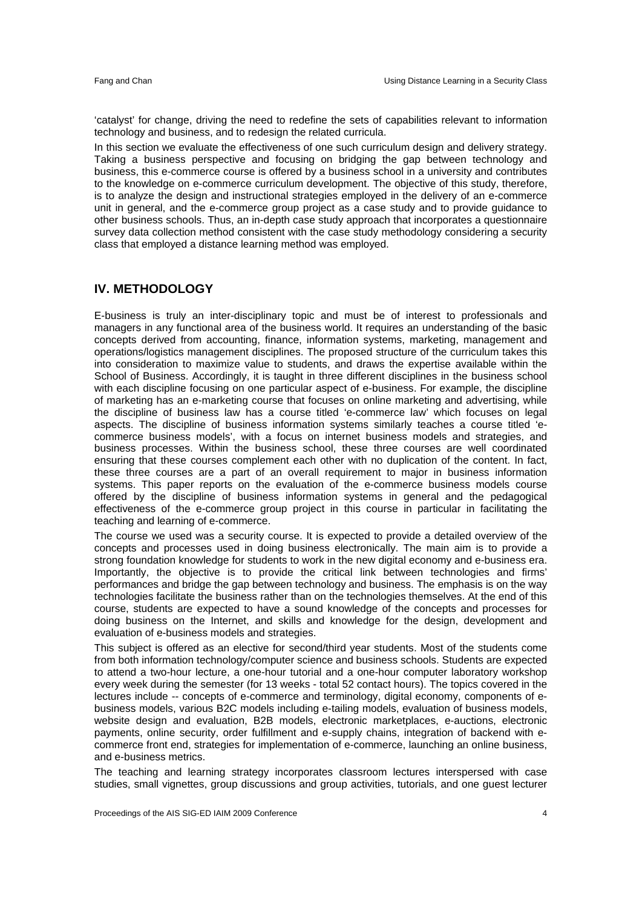'catalyst' for change, driving the need to redefine the sets of capabilities relevant to information technology and business, and to redesign the related curricula.

In this section we evaluate the effectiveness of one such curriculum design and delivery strategy. Taking a business perspective and focusing on bridging the gap between technology and business, this e-commerce course is offered by a business school in a university and contributes to the knowledge on e-commerce curriculum development. The objective of this study, therefore, is to analyze the design and instructional strategies employed in the delivery of an e-commerce unit in general, and the e-commerce group project as a case study and to provide guidance to other business schools. Thus, an in-depth case study approach that incorporates a questionnaire survey data collection method consistent with the case study methodology considering a security class that employed a distance learning method was employed.

## IV. METHODOLOGY

E-business is truly an inter-disciplinary topic and must be of interest to professionals and managers in any functional area of the business world. It requires an understanding of the basic concepts derived from accounting, finance, information systems, marketing, management and operations/logistics management disciplines. The proposed structure of the curriculum takes this into consideration to maximize value to students, and draws the expertise available within the School of Business. Accordingly, it is taught in three different disciplines in the business school with each discipline focusing on one particular aspect of e-business. For example, the discipline of marketing has an e-marketing course that focuses on online marketing and advertising, while the discipline of business law has a course titled 'e-commerce law' which focuses on legal aspects. The discipline of business information systems similarly teaches a course titled 'e-commerce business models', with a focus on internet business models and strategies, and business processes. Within the business school, these three courses are well coordinated ensuring that these courses complement each other with no duplication of the content. In fact, these three courses are a part of an overall requirement to major in business information systems. This paper reports on the evaluation of the e-commerce business models course offered by the discipline of business information systems in general and the pedagogical effectiveness of the e-commerce group project in this course in particular in facilitating the teaching and learning of e-commerce.

The course we used was a security course. It is expected to provide a detailed overview of the concepts and processes used in doing business electronically. The main aim is to provide a strong foundation knowledge for students to work in the new digital economy and e-business era. Importantly, the objective is to provide the critical link between technologies and firms' performances and bridge the gap between technology and business. The emphasis is on the way technologies facilitate the business rather than on the technologies themselves. At the end of this course, students are expected to have a sound knowledge of the concepts and processes for doing business on the Internet, and skills and knowledge for the design, development and evaluation of e-business models and strategies.

This subject is offered as an elective for second/third year students. Most of the students come from both information technology/computer science and business schools. Students are expected to attend a two-hour lecture, a one-hour tutorial and a one-hour computer laboratory workshop every week during the semester (for 13 weeks - total 52 contact hours). The topics covered in the lectures include -- concepts of e-commerce and terminology, digital economy, components of e-business models, various B2C models including e-tailing models, evaluation of business models, website design and evaluation, B2B models, electronic marketplaces, e-auctions, electronic payments, online security, order fulfillment and e-supply chains, integration of backend with e-commerce front end, strategies for implementation of e-commerce, launching an online business, and e-business metrics.

The teaching and learning strategy incorporates classroom lectures interspersed with case studies, small vignettes, group discussions and group activities, tutorials, and one guest lecturer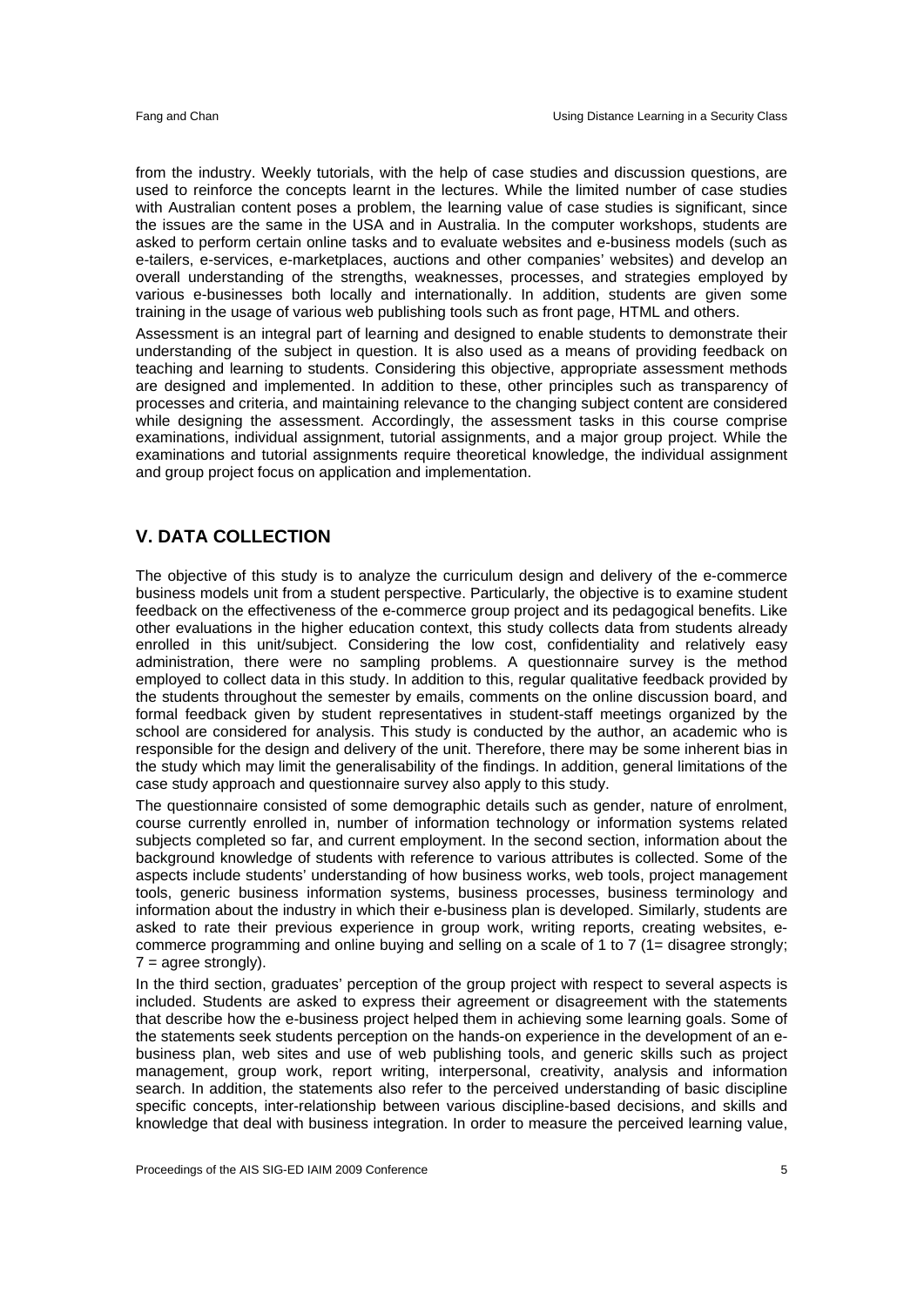from the industry. Weekly tutorials, with the help of case studies and discussion questions, are used to reinforce the concepts learnt in the lectures. While the limited number of case studies with Australian content poses a problem, the learning value of case studies is significant, since the issues are the same in the USA and in Australia. In the computer workshops, students are asked to perform certain online tasks and to evaluate websites and e-business models (such as e-tailers, e-services, e-marketplaces, auctions and other companies' websites) and develop an overall understanding of the strengths, weaknesses, processes, and strategies employed by various e-businesses both locally and internationally. In addition, students are given some training in the usage of various web publishing tools such as front page, HTML and others.

Assessment is an integral part of learning and designed to enable students to demonstrate their understanding of the subject in question. It is also used as a means of providing feedback on teaching and learning to students. Considering this objective, appropriate assessment methods are designed and implemented. In addition to these, other principles such as transparency of processes and criteria, and maintaining relevance to the changing subject content are considered while designing the assessment. Accordingly, the assessment tasks in this course comprise examinations, individual assignment, tutorial assignments, and a major group project. While the examinations and tutorial assignments require theoretical knowledge, the individual assignment and group project focus on application and implementation.

## V. DATA COLLECTION

The objective of this study is to analyze the curriculum design and delivery of the e-commerce business models unit from a student perspective. Particularly, the objective is to examine student feedback on the effectiveness of the e-commerce group project and its pedagogical benefits. Like other evaluations in the higher education context, this study collects data from students already enrolled in this unit/subject. Considering the low cost, confidentiality and relatively easy administration, there were no sampling problems. A questionnaire survey is the method employed to collect data in this study. In addition to this, regular qualitative feedback provided by the students throughout the semester by emails, comments on the online discussion board, and formal feedback given by student representatives in student-staff meetings organized by the school are considered for analysis. This study is conducted by the author, an academic who is responsible for the design and delivery of the unit. Therefore, there may be some inherent bias in the study which may limit the generalisability of the findings. In addition, general limitations of the case study approach and questionnaire survey also apply to this study.

The questionnaire consisted of some demographic details such as gender, nature of enrolment, course currently enrolled in, number of information technology or information systems related subjects completed so far, and current employment. In the second section, information about the background knowledge of students with reference to various attributes is collected. Some of the aspects include students' understanding of how business works, web tools, project management tools, generic business information systems, business processes, business terminology and information about the industry in which their e-business plan is developed. Similarly, students are asked to rate their previous experience in group work, writing reports, creating websites, e-commerce programming and online buying and selling on a scale of 1 to 7 (1= disagree strongly; 7 = agree strongly).

In the third section, graduates' perception of the group project with respect to several aspects is included. Students are asked to express their agreement or disagreement with the statements that describe how the e-business project helped them in achieving some learning goals. Some of the statements seek students perception on the hands-on experience in the development of an e-business plan, web sites and use of web publishing tools, and generic skills such as project management, group work, report writing, interpersonal, creativity, analysis and information search. In addition, the statements also refer to the perceived understanding of basic discipline specific concepts, inter-relationship between various discipline-based decisions, and skills and knowledge that deal with business integration. In order to measure the perceived learning value,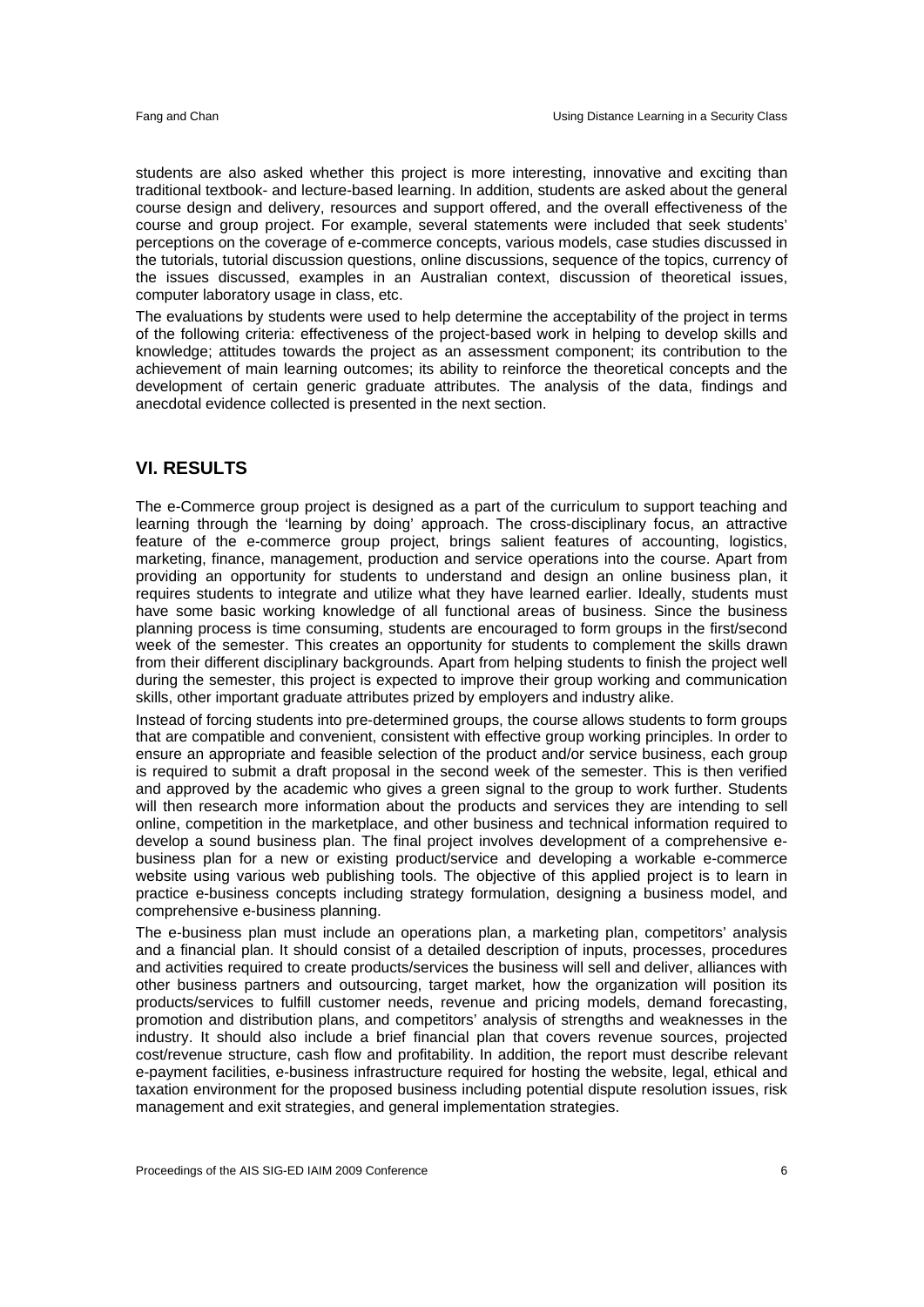students are also asked whether this project is more interesting, innovative and exciting than traditional textbook- and lecture-based learning. In addition, students are asked about the general course design and delivery, resources and support offered, and the overall effectiveness of the course and group project. For example, several statements were included that seek students' perceptions on the coverage of e-commerce concepts, various models, case studies discussed in the tutorials, tutorial discussion questions, online discussions, sequence of the topics, currency of the issues discussed, examples in an Australian context, discussion of theoretical issues, computer laboratory usage in class, etc.

The evaluations by students were used to help determine the acceptability of the project in terms of the following criteria: effectiveness of the project-based work in helping to develop skills and knowledge; attitudes towards the project as an assessment component; its contribution to the achievement of main learning outcomes; its ability to reinforce the theoretical concepts and the development of certain generic graduate attributes. The analysis of the data, findings and anecdotal evidence collected is presented in the next section.

## VI. RESULTS

The e-Commerce group project is designed as a part of the curriculum to support teaching and learning through the 'learning by doing' approach. The cross-disciplinary focus, an attractive feature of the e-commerce group project, brings salient features of accounting, logistics, marketing, finance, management, production and service operations into the course. Apart from providing an opportunity for students to understand and design an online business plan, it requires students to integrate and utilize what they have learned earlier. Ideally, students must have some basic working knowledge of all functional areas of business. Since the business planning process is time consuming, students are encouraged to form groups in the first/second week of the semester. This creates an opportunity for students to complement the skills drawn from their different disciplinary backgrounds. Apart from helping students to finish the project well during the semester, this project is expected to improve their group working and communication skills, other important graduate attributes prized by employers and industry alike.

Instead of forcing students into pre-determined groups, the course allows students to form groups that are compatible and convenient, consistent with effective group working principles. In order to ensure an appropriate and feasible selection of the product and/or service business, each group is required to submit a draft proposal in the second week of the semester. This is then verified and approved by the academic who gives a green signal to the group to work further. Students will then research more information about the products and services they are intending to sell online, competition in the marketplace, and other business and technical information required to develop a sound business plan. The final project involves development of a comprehensive e-business plan for a new or existing product/service and developing a workable e-commerce website using various web publishing tools. The objective of this applied project is to learn in practice e-business concepts including strategy formulation, designing a business model, and comprehensive e-business planning.

The e-business plan must include an operations plan, a marketing plan, competitors' analysis and a financial plan. It should consist of a detailed description of inputs, processes, procedures and activities required to create products/services the business will sell and deliver, alliances with other business partners and outsourcing, target market, how the organization will position its products/services to fulfill customer needs, revenue and pricing models, demand forecasting, promotion and distribution plans, and competitors' analysis of strengths and weaknesses in the industry. It should also include a brief financial plan that covers revenue sources, projected cost/revenue structure, cash flow and profitability. In addition, the report must describe relevant e-payment facilities, e-business infrastructure required for hosting the website, legal, ethical and taxation environment for the proposed business including potential dispute resolution issues, risk management and exit strategies, and general implementation strategies.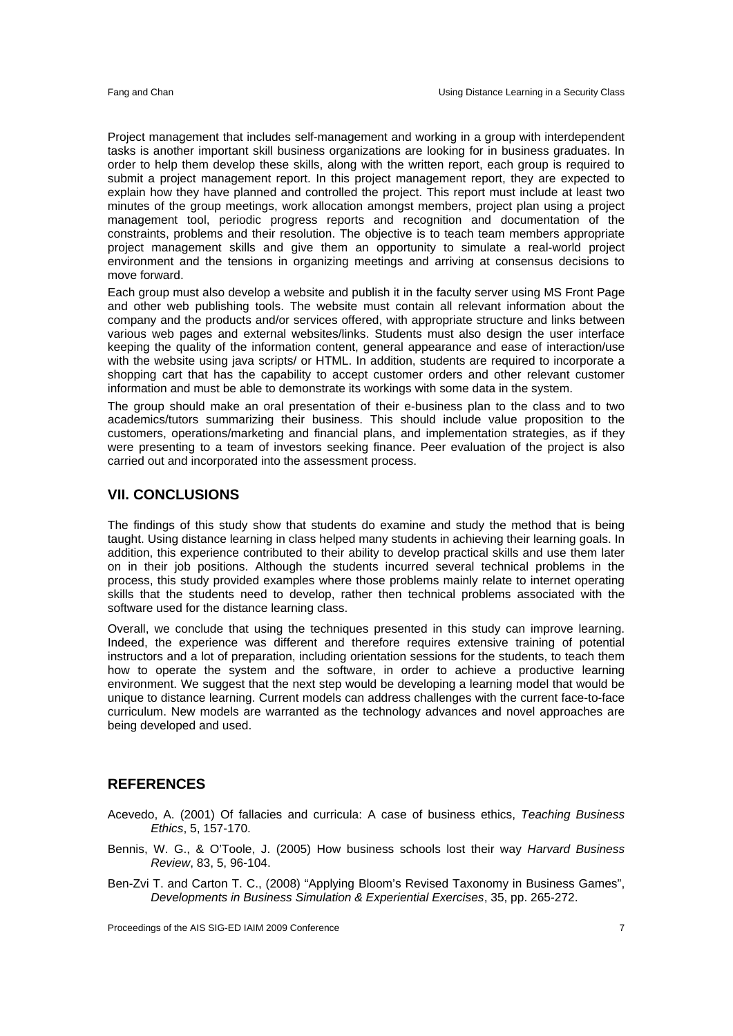Project management that includes self-management and working in a group with interdependent tasks is another important skill business organizations are looking for in business graduates. In order to help them develop these skills, along with the written report, each group is required to submit a project management report. In this project management report, they are expected to explain how they have planned and controlled the project. This report must include at least two minutes of the group meetings, work allocation amongst members, project plan using a project management tool, periodic progress reports and recognition and documentation of the constraints, problems and their resolution. The objective is to teach team members appropriate project management skills and give them an opportunity to simulate a real-world project environment and the tensions in organizing meetings and arriving at consensus decisions to move forward.

Each group must also develop a website and publish it in the faculty server using MS Front Page and other web publishing tools. The website must contain all relevant information about the company and the products and/or services offered, with appropriate structure and links between various web pages and external websites/links. Students must also design the user interface keeping the quality of the information content, general appearance and ease of interaction/use with the website using java scripts/ or HTML. In addition, students are required to incorporate a shopping cart that has the capability to accept customer orders and other relevant customer information and must be able to demonstrate its workings with some data in the system.

The group should make an oral presentation of their e-business plan to the class and to two academics/tutors summarizing their business. This should include value proposition to the customers, operations/marketing and financial plans, and implementation strategies, as if they were presenting to a team of investors seeking finance. Peer evaluation of the project is also carried out and incorporated into the assessment process.

## VII. CONCLUSIONS

The findings of this study show that students do examine and study the method that is being taught. Using distance learning in class helped many students in achieving their learning goals. In addition, this experience contributed to their ability to develop practical skills and use them later on in their job positions. Although the students incurred several technical problems in the process, this study provided examples where those problems mainly relate to internet operating skills that the students need to develop, rather then technical problems associated with the software used for the distance learning class.

Overall, we conclude that using the techniques presented in this study can improve learning. Indeed, the experience was different and therefore requires extensive training of potential instructors and a lot of preparation, including orientation sessions for the students, to teach them how to operate the system and the software, in order to achieve a productive learning environment. We suggest that the next step would be developing a learning model that would be unique to distance learning. Current models can address challenges with the current face-to-face curriculum. New models are warranted as the technology advances and novel approaches are being developed and used.

## REFERENCES

Acevedo, A. (2001) Of fallacies and curricula: A case of business ethics, *Teaching Business Ethics*, 5, 157-170.

Bennis, W. G., & O'Toole, J. (2005) How business schools lost their way *Harvard Business Review*, 83, 5, 96-104.

Ben-Zvi T. and Carton T. C., (2008) "Applying Bloom's Revised Taxonomy in Business Games", *Developments in Business Simulation & Experiential Exercises*, 35, pp. 265-272.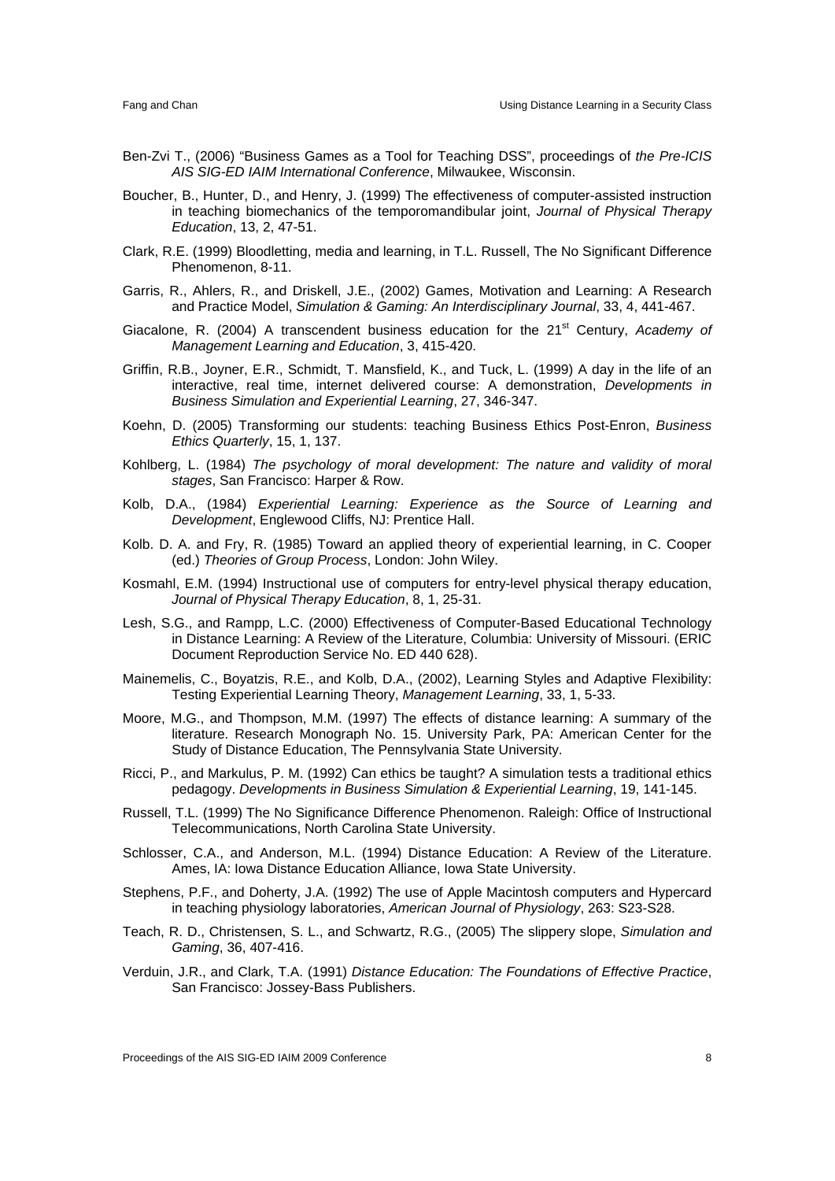Ben-Zvi T., (2006) "Business Games as a Tool for Teaching DSS", proceedings of *the Pre-ICIS AIS SIG-ED IAIM International Conference*, Milwaukee, Wisconsin.

Boucher, B., Hunter, D., and Henry, J. (1999) The effectiveness of computer-assisted instruction in teaching biomechanics of the temporomandibular joint, *Journal of Physical Therapy Education*, 13, 2, 47-51.

Clark, R.E. (1999) Bloodletting, media and learning, in T.L. Russell, The No Significant Difference Phenomenon, 8-11.

Garris, R., Ahlers, R., and Driskell, J.E., (2002) Games, Motivation and Learning: A Research and Practice Model, *Simulation & Gaming: An Interdisciplinary Journal*, 33, 4, 441-467.

Giacalone, R. (2004) A transcendent business education for the 21st Century, *Academy of Management Learning and Education*, 3, 415-420.

Griffin, R.B., Joyner, E.R., Schmidt, T. Mansfield, K., and Tuck, L. (1999) A day in the life of an interactive, real time, internet delivered course: A demonstration, *Developments in Business Simulation and Experiential Learning*, 27, 346-347.

Koehn, D. (2005) Transforming our students: teaching Business Ethics Post-Enron, *Business Ethics Quarterly*, 15, 1, 137.

Kohlberg, L. (1984) *The psychology of moral development: The nature and validity of moral stages*, San Francisco: Harper & Row.

Kolb, D.A., (1984) *Experiential Learning: Experience as the Source of Learning and Development*, Englewood Cliffs, NJ: Prentice Hall.

Kolb. D. A. and Fry, R. (1985) Toward an applied theory of experiential learning, in C. Cooper (ed.) *Theories of Group Process*, London: John Wiley.

Kosmahl, E.M. (1994) Instructional use of computers for entry-level physical therapy education, *Journal of Physical Therapy Education*, 8, 1, 25-31.

Lesh, S.G., and Rampp, L.C. (2000) Effectiveness of Computer-Based Educational Technology in Distance Learning: A Review of the Literature, Columbia: University of Missouri. (ERIC Document Reproduction Service No. ED 440 628).

Mainemelis, C., Boyatzis, R.E., and Kolb, D.A., (2002), Learning Styles and Adaptive Flexibility: Testing Experiential Learning Theory, *Management Learning*, 33, 1, 5-33.

Moore, M.G., and Thompson, M.M. (1997) The effects of distance learning: A summary of the literature. Research Monograph No. 15. University Park, PA: American Center for the Study of Distance Education, The Pennsylvania State University.

Ricci, P., and Markulus, P. M. (1992) Can ethics be taught? A simulation tests a traditional ethics pedagogy. *Developments in Business Simulation & Experiential Learning*, 19, 141-145.

Russell, T.L. (1999) The No Significance Difference Phenomenon. Raleigh: Office of Instructional Telecommunications, North Carolina State University.

Schlosser, C.A., and Anderson, M.L. (1994) Distance Education: A Review of the Literature. Ames, IA: Iowa Distance Education Alliance, Iowa State University.

Stephens, P.F., and Doherty, J.A. (1992) The use of Apple Macintosh computers and Hypercard in teaching physiology laboratories, *American Journal of Physiology*, 263: S23-S28.

Teach, R. D., Christensen, S. L., and Schwartz, R.G., (2005) The slippery slope, *Simulation and Gaming*, 36, 407-416.

Verduin, J.R., and Clark, T.A. (1991) *Distance Education: The Foundations of Effective Practice*, San Francisco: Jossey-Bass Publishers.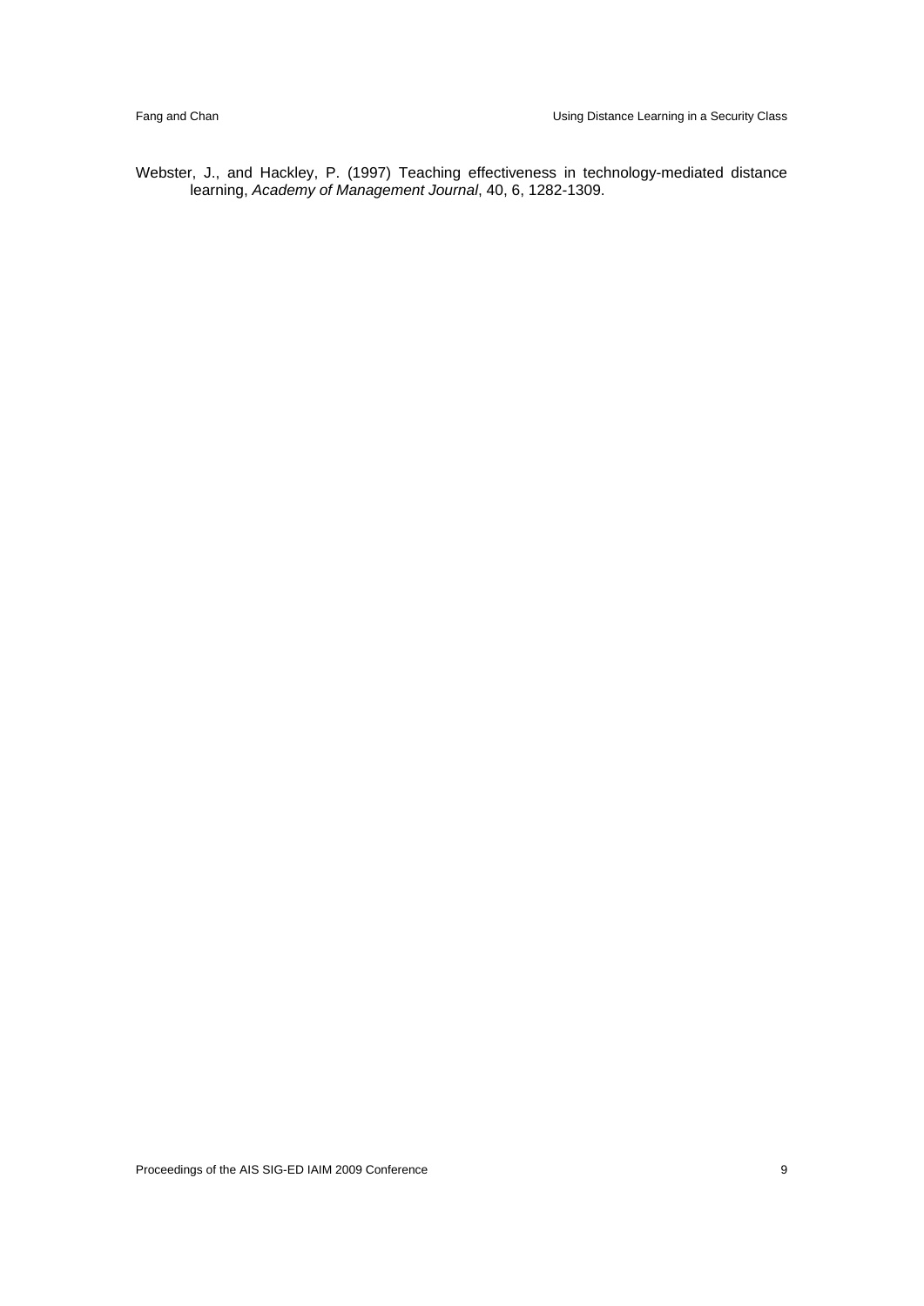Webster, J., and Hackley, P. (1997) Teaching effectiveness in technology-mediated distance learning, *Academy of Management Journal*, 40, 6, 1282-1309.